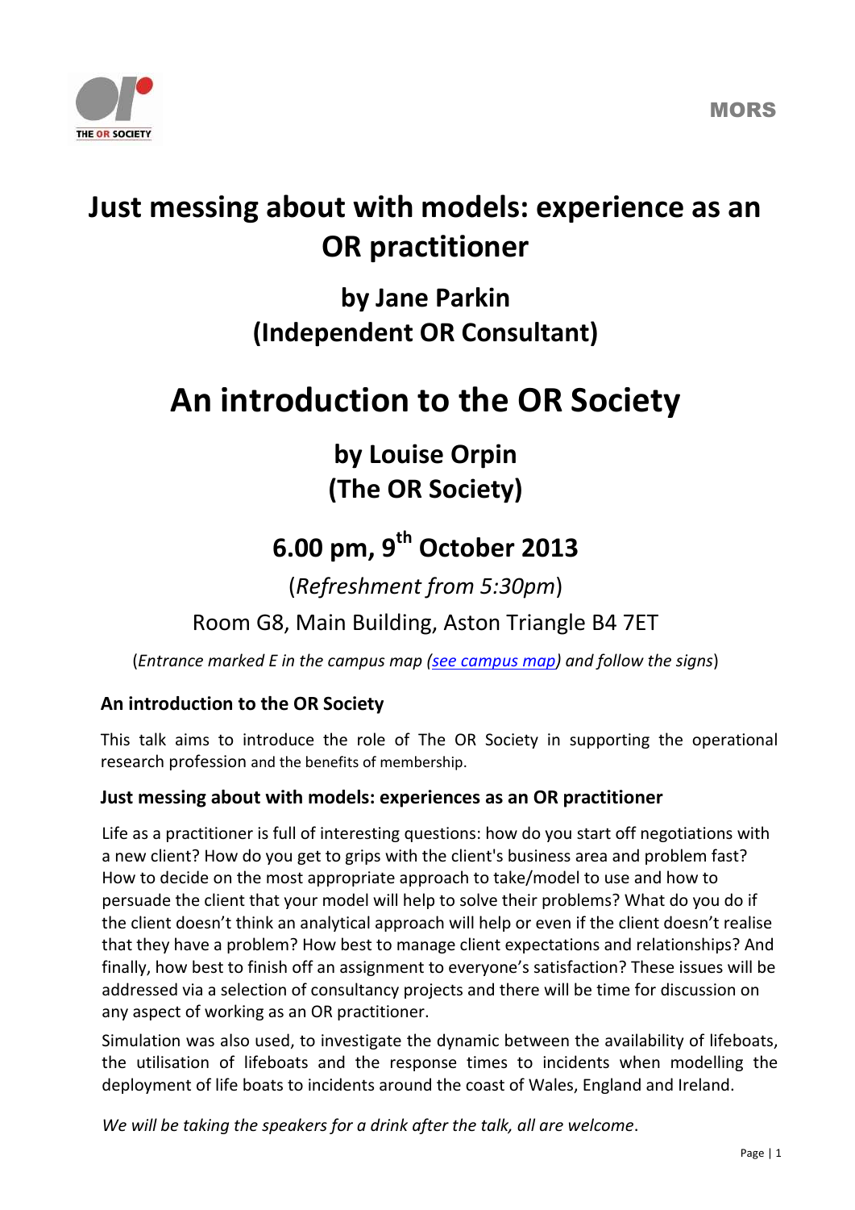MORS

# Just messing about with models: experience as an OR practitioner

## by Jane Parkin
## (Independent OR Consultant)

# An introduction to the OR Society

## by Louise Orpin
## (The OR Society)

## 6.00 pm, 9th October 2013

(*Refreshment from 5:30pm*)

Room G8, Main Building, Aston Triangle B4 7ET

(*Entrance marked E in the campus map* (*see campus map*) *and follow the signs*)

### An introduction to the OR Society

This talk aims to introduce the role of The OR Society in supporting the operational research profession and the benefits of membership.

### Just messing about with models: experiences as an OR practitioner

Life as a practitioner is full of interesting questions: how do you start off negotiations with a new client? How do you get to grips with the client's business area and problem fast? How to decide on the most appropriate approach to take/model to use and how to persuade the client that your model will help to solve their problems? What do you do if the client doesn't think an analytical approach will help or even if the client doesn't realise that they have a problem? How best to manage client expectations and relationships? And finally, how best to finish off an assignment to everyone's satisfaction? These issues will be addressed via a selection of consultancy projects and there will be time for discussion on any aspect of working as an OR practitioner.

Simulation was also used, to investigate the dynamic between the availability of lifeboats, the utilisation of lifeboats and the response times to incidents when modelling the deployment of life boats to incidents around the coast of Wales, England and Ireland.

*We will be taking the speakers for a drink after the talk, all are welcome*.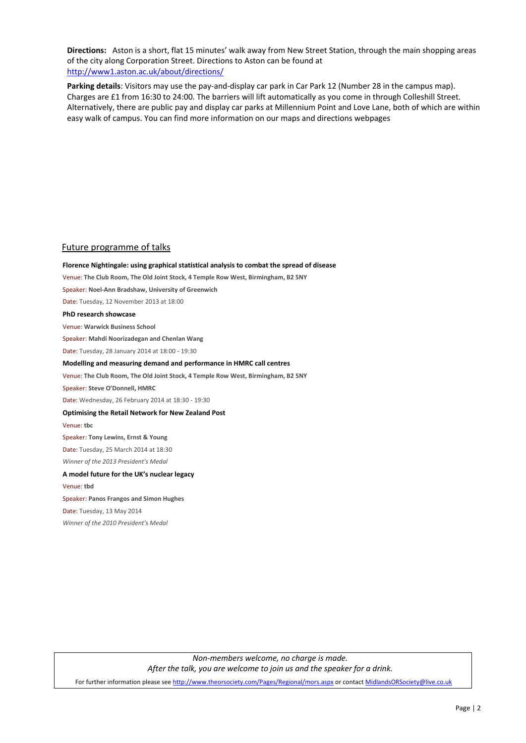**Directions:** Aston is a short, flat 15 minutes' walk away from New Street Station, through the main shopping areas of the city along Corporation Street. Directions to Aston can be found at http://www1.aston.ac.uk/about/directions/

**Parking details**: Visitors may use the pay-and-display car park in Car Park 12 (Number 28 in the campus map). Charges are £1 from 16:30 to 24:00. The barriers will lift automatically as you come in through Colleshill Street. Alternatively, there are public pay and display car parks at Millennium Point and Love Lane, both of which are within easy walk of campus. You can find more information on our maps and directions webpages

## Future programme of talks

**Florence Nightingale: using graphical statistical analysis to combat the spread of disease**

Venue: **The Club Room, The Old Joint Stock, 4 Temple Row West, Birmingham, B2 5NY**

Speaker: **Noel-Ann Bradshaw, University of Greenwich**

Date: Tuesday, 12 November 2013 at 18:00

**PhD research showcase**

Venue: **Warwick Business School**

Speaker: **Mahdi Noorizadegan and Chenlan Wang**

Date: Tuesday, 28 January 2014 at 18:00 - 19:30

**Modelling and measuring demand and performance in HMRC call centres**

Venue: **The Club Room, The Old Joint Stock, 4 Temple Row West, Birmingham, B2 5NY**

Speaker: **Steve O'Donnell, HMRC**

Date: Wednesday, 26 February 2014 at 18:30 - 19:30

**Optimising the Retail Network for New Zealand Post**

Venue: **tbc**

Speaker: **Tony Lewins, Ernst & Young**

Date: Tuesday, 25 March 2014 at 18:30

*Winner of the 2013 President's Medal*

**A model future for the UK's nuclear legacy**

Venue: **tbd**

Speaker: **Panos Frangos and Simon Hughes**

Date: Tuesday, 13 May 2014

*Winner of the 2010 President's Medal*

*Non-members welcome, no charge is made.*
*After the talk, you are welcome to join us and the speaker for a drink.*

For further information please see http://www.theorsociety.com/Pages/Regional/mors.aspx or contact MidlandsORSociety@live.co.uk